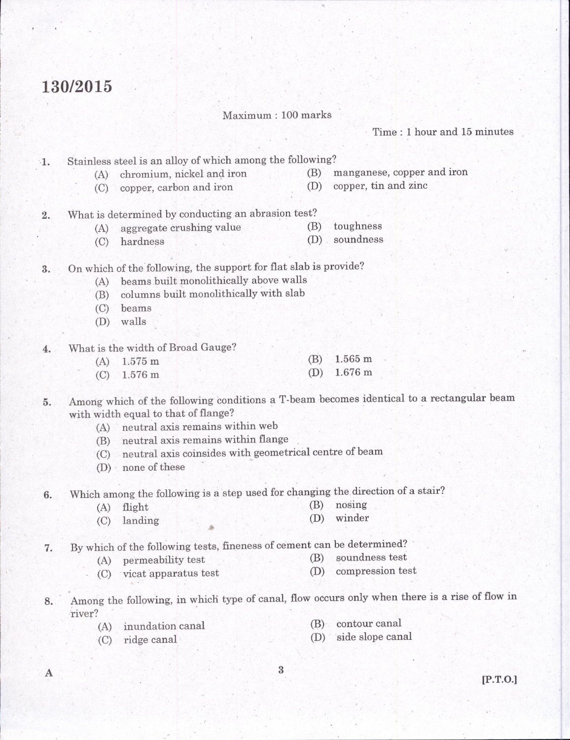# 130/2015

Maximum : 100 marks

Time : 1 hour and 15 minutes

1. Stainless steel is an alloy of which among the following?
   - (A) chromium, nickel and iron
   - (B) manganese, copper and iron
   - (C) copper, carbon and iron
   - (D) copper, tin and zinc

2. What is determined by conducting an abrasion test?
   - (A) aggregate crushing value
   - (B) toughness
   - (C) hardness
   - (D) soundness

3. On which of the following, the support for flat slab is provide?
   - (A) beams built monolithically above walls
   - (B) columns built monolithically with slab
   - (C) beams
   - (D) walls

4. What is the width of Broad Gauge?
   - (A) 1.575 m
   - (B) 1.565 m
   - (C) 1.576 m
   - (D) 1.676 m

5. Among which of the following conditions a T-beam becomes identical to a rectangular beam with width equal to that of flange?
   - (A) neutral axis remains within web
   - (B) neutral axis remains within flange
   - (C) neutral axis coinsides with geometrical centre of beam
   - (D) none of these

6. Which among the following is a step used for changing the direction of a stair?
   - (A) flight
   - (B) nosing
   - (C) landing
   - (D) winder

7. By which of the following tests, fineness of cement can be determined?
   - (A) permeability test
   - (B) soundness test
   - (C) vicat apparatus test
   - (D) compression test

8. Among the following, in which type of canal, flow occurs only when there is a rise of flow in river?
   - (A) inundation canal
   - (B) contour canal
   - (C) ridge canal
   - (D) side slope canal

A

[P.T.O.]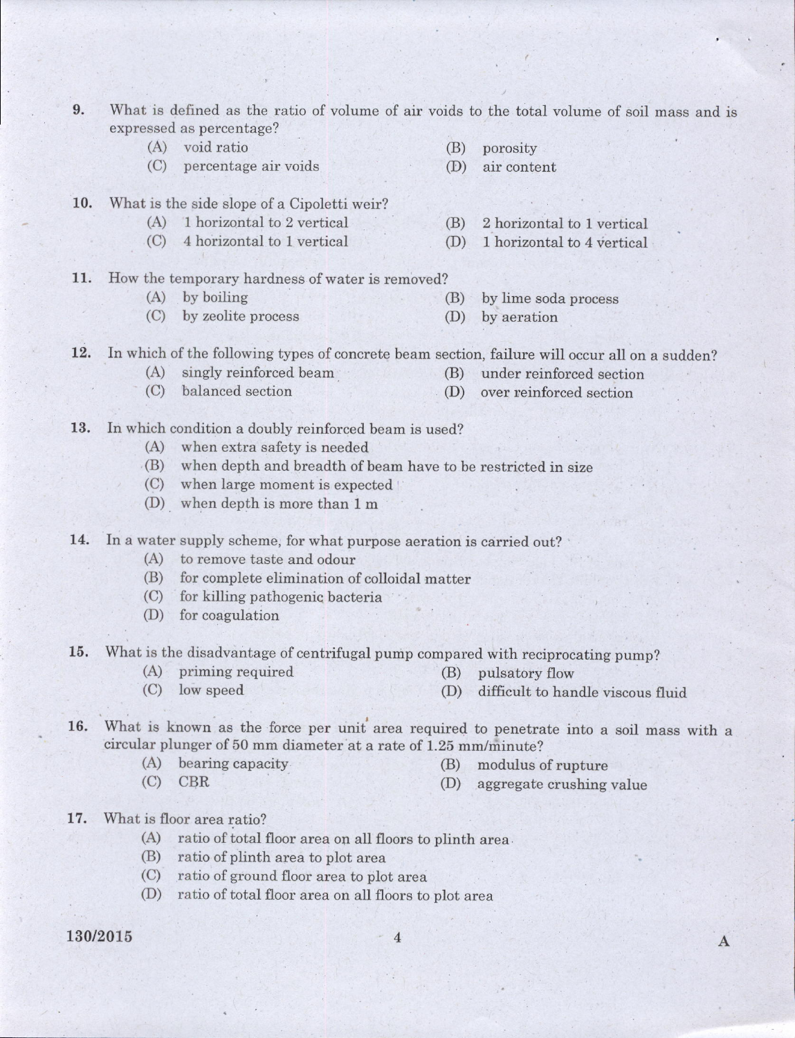9. What is defined as the ratio of volume of air voids to the total volume of soil mass and is expressed as percentage?

(A) void ratio
(B) porosity
(C) percentage air voids
(D) air content

10. What is the side slope of a Cipoletti weir?

(A) 1 horizontal to 2 vertical
(B) 2 horizontal to 1 vertical
(C) 4 horizontal to 1 vertical
(D) 1 horizontal to 4 vertical

11. How the temporary hardness of water is removed?

(A) by boiling
(B) by lime soda process
(C) by zeolite process
(D) by aeration

12. In which of the following types of concrete beam section, failure will occur all on a sudden?

(A) singly reinforced beam
(B) under reinforced section
(C) balanced section
(D) over reinforced section

13. In which condition a doubly reinforced beam is used?

(A) when extra safety is needed
(B) when depth and breadth of beam have to be restricted in size
(C) when large moment is expected
(D) when depth is more than 1 m

14. In a water supply scheme, for what purpose aeration is carried out?

(A) to remove taste and odour
(B) for complete elimination of colloidal matter
(C) for killing pathogenic bacteria
(D) for coagulation

15. What is the disadvantage of centrifugal pump compared with reciprocating pump?

(A) priming required
(B) pulsatory flow
(C) low speed
(D) difficult to handle viscous fluid

16. What is known as the force per unit area required to penetrate into a soil mass with a circular plunger of 50 mm diameter at a rate of 1.25 mm/minute?

(A) bearing capacity
(B) modulus of rupture
(C) CBR
(D) aggregate crushing value

17. What is floor area ratio?

(A) ratio of total floor area on all floors to plinth area
(B) ratio of plinth area to plot area
(C) ratio of ground floor area to plot area
(D) ratio of total floor area on all floors to plot area